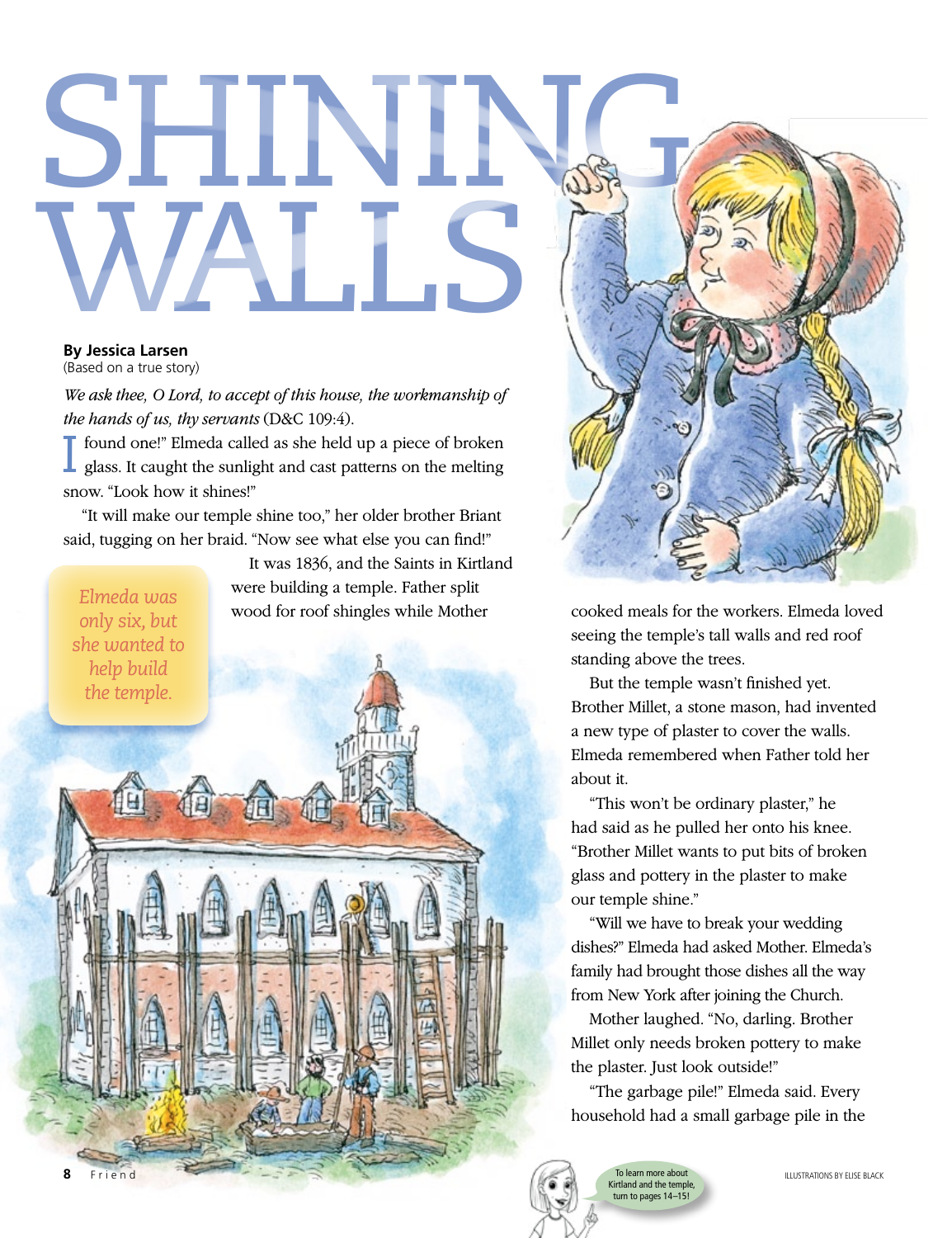# SHINING WALLS

**By Jessica Larsen**
(Based on a true story)

*We ask thee, O Lord, to accept of this house, the workmanship of the hands of us, thy servants* (D&C 109:4).

"I found one!" Elmeda called as she held up a piece of broken glass. It caught the sunlight and cast patterns on the melting snow. "Look how it shines!"

"It will make our temple shine too," her older brother Briant said, tugging on her braid. "Now see what else you can find!"

*Elmeda was only six, but she wanted to help build the temple.*

It was 1836, and the Saints in Kirtland were building a temple. Father split wood for roof shingles while Mother cooked meals for the workers. Elmeda loved seeing the temple's tall walls and red roof standing above the trees.

But the temple wasn't finished yet. Brother Millet, a stone mason, had invented a new type of plaster to cover the walls. Elmeda remembered when Father told her about it.

"This won't be ordinary plaster," he had said as he pulled her onto his knee. "Brother Millet wants to put bits of broken glass and pottery in the plaster to make our temple shine."

"Will we have to break your wedding dishes?" Elmeda had asked Mother. Elmeda's family had brought those dishes all the way from New York after joining the Church.

Mother laughed. "No, darling. Brother Millet only needs broken pottery to make the plaster. Just look outside!"

"The garbage pile!" Elmeda said. Every household had a small garbage pile in the

To learn more about Kirtland and the temple, turn to pages 14–15!

ILLUSTRATIONS BY ELISE BLACK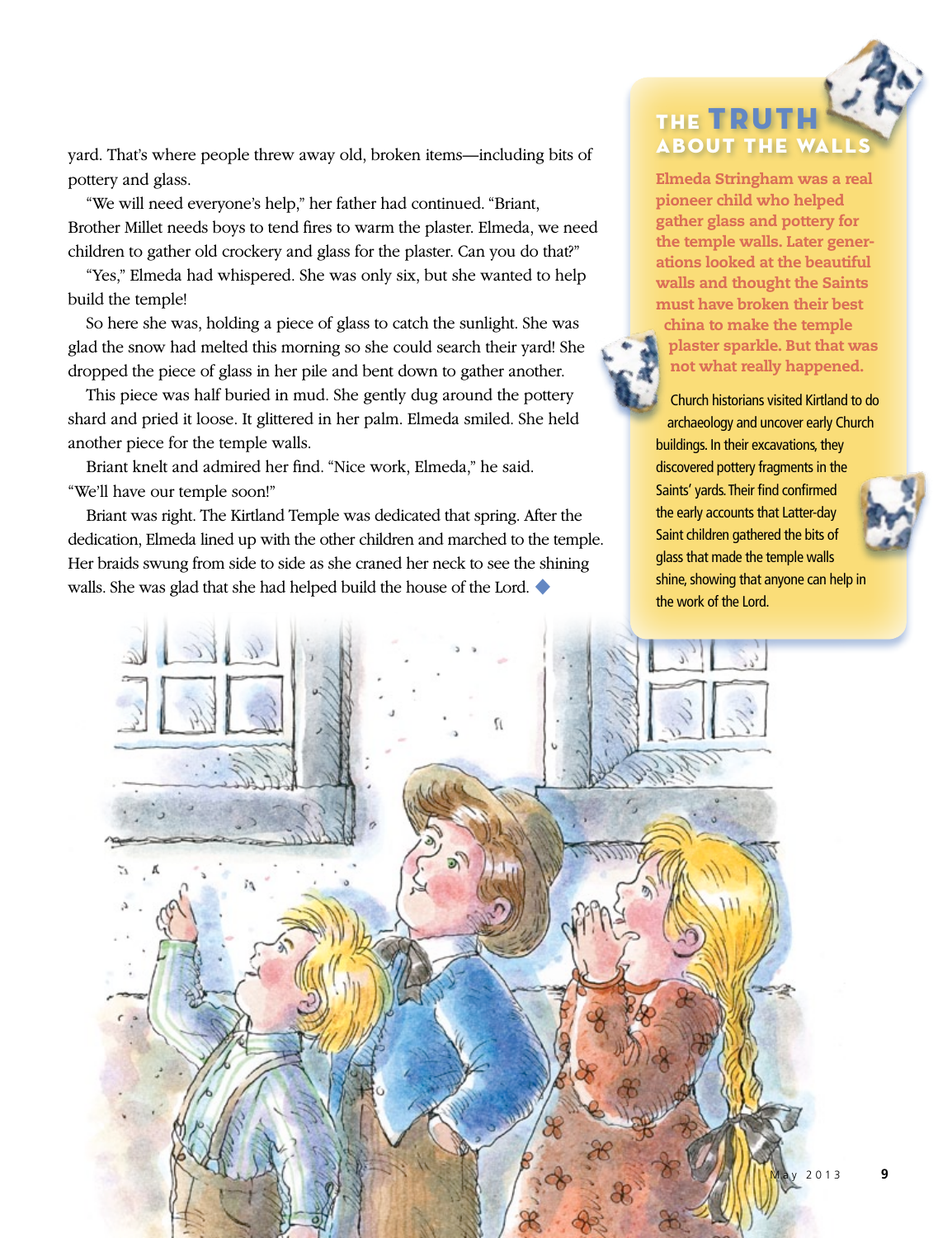yard. That's where people threw away old, broken items—including bits of pottery and glass.

"We will need everyone's help," her father had continued. "Briant, Brother Millet needs boys to tend fires to warm the plaster. Elmeda, we need children to gather old crockery and glass for the plaster. Can you do that?"

"Yes," Elmeda had whispered. She was only six, but she wanted to help build the temple!

So here she was, holding a piece of glass to catch the sunlight. She was glad the snow had melted this morning so she could search their yard! She dropped the piece of glass in her pile and bent down to gather another.

This piece was half buried in mud. She gently dug around the pottery shard and pried it loose. It glittered in her palm. Elmeda smiled. She held another piece for the temple walls.

Briant knelt and admired her find. "Nice work, Elmeda," he said. "We'll have our temple soon!"

Briant was right. The Kirtland Temple was dedicated that spring. After the dedication, Elmeda lined up with the other children and marched to the temple. Her braids swung from side to side as she craned her neck to see the shining walls. She was glad that she had helped build the house of the Lord. ◆

## The Truth About the Walls

**Elmeda Stringham was a real pioneer child who helped gather glass and pottery for the temple walls. Later generations looked at the beautiful walls and thought the Saints must have broken their best china to make the temple plaster sparkle. But that was not what really happened.**

Church historians visited Kirtland to do archaeology and uncover early Church buildings. In their excavations, they discovered pottery fragments in the Saints' yards. Their find confirmed the early accounts that Latter-day Saint children gathered the bits of glass that made the temple walls shine, showing that anyone can help in the work of the Lord.